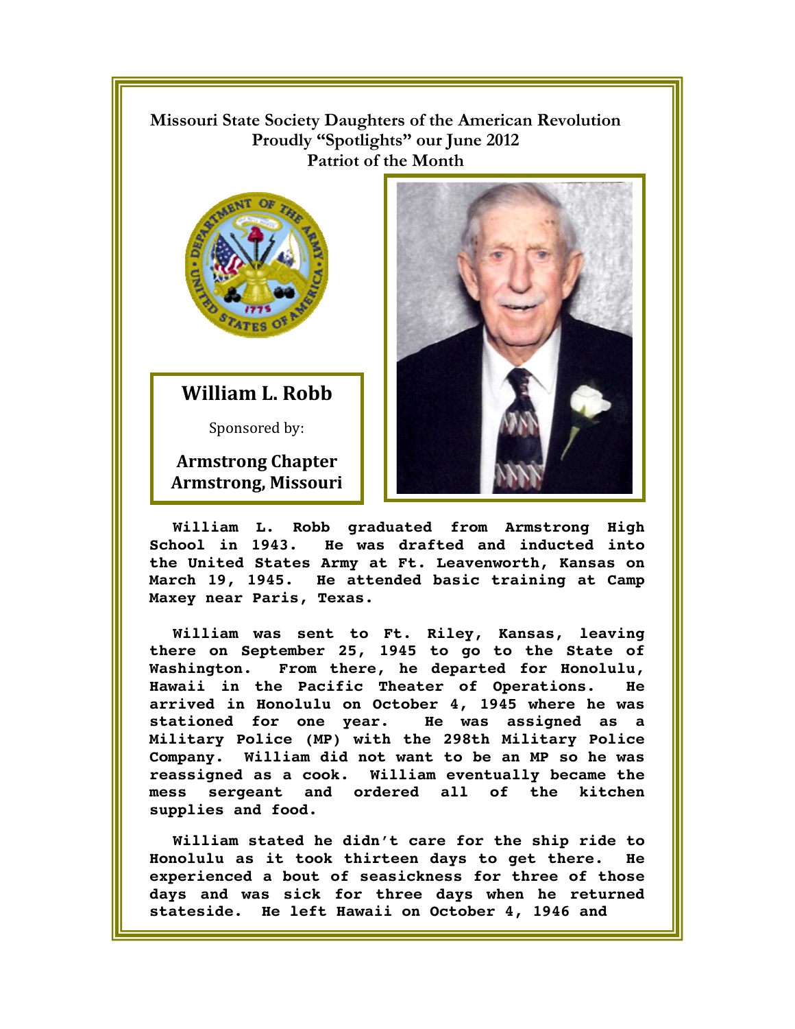**Missouri State Society Daughters of the American Revolution**
**Proudly "Spotlights" our June 2012**
**Patriot of the Month**

## William L. Robb

Sponsored by:

**Armstrong Chapter**
**Armstrong, Missouri**

**William L. Robb graduated from Armstrong High School in 1943. He was drafted and inducted into the United States Army at Ft. Leavenworth, Kansas on March 19, 1945. He attended basic training at Camp Maxey near Paris, Texas.**

**William was sent to Ft. Riley, Kansas, leaving there on September 25, 1945 to go to the State of Washington. From there, he departed for Honolulu, Hawaii in the Pacific Theater of Operations. He arrived in Honolulu on October 4, 1945 where he was stationed for one year. He was assigned as a Military Police (MP) with the 298th Military Police Company. William did not want to be an MP so he was reassigned as a cook. William eventually became the mess sergeant and ordered all of the kitchen supplies and food.**

**William stated he didn't care for the ship ride to Honolulu as it took thirteen days to get there. He experienced a bout of seasickness for three of those days and was sick for three days when he returned stateside. He left Hawaii on October 4, 1946 and**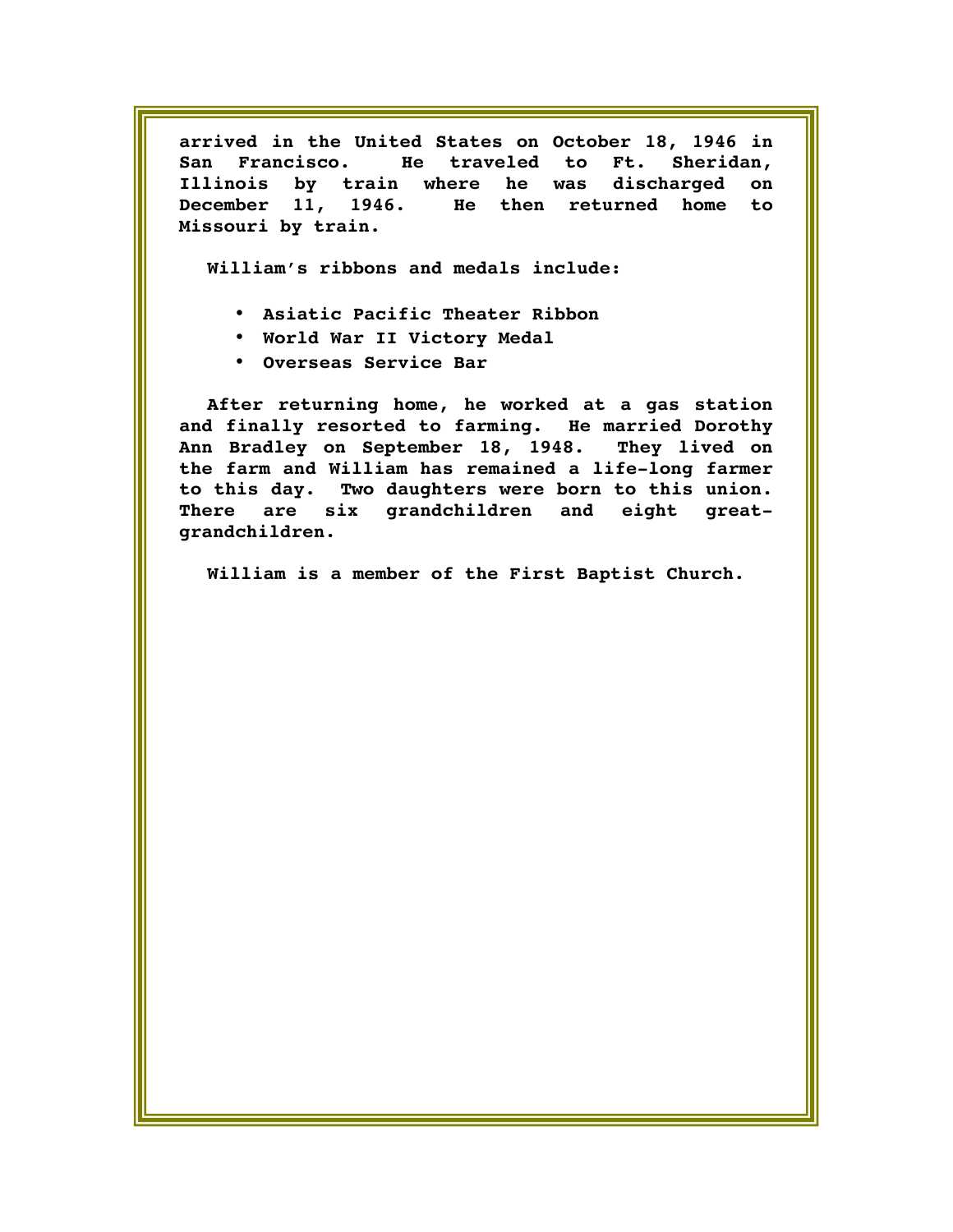arrived in the United States on October 18, 1946 in San Francisco. He traveled to Ft. Sheridan, Illinois by train where he was discharged on December 11, 1946. He then returned home to Missouri by train.

William's ribbons and medals include:

- Asiatic Pacific Theater Ribbon
- World War II Victory Medal
- Overseas Service Bar

After returning home, he worked at a gas station and finally resorted to farming. He married Dorothy Ann Bradley on September 18, 1948. They lived on the farm and William has remained a life-long farmer to this day. Two daughters were born to this union. There are six grandchildren and eight great-grandchildren.

William is a member of the First Baptist Church.